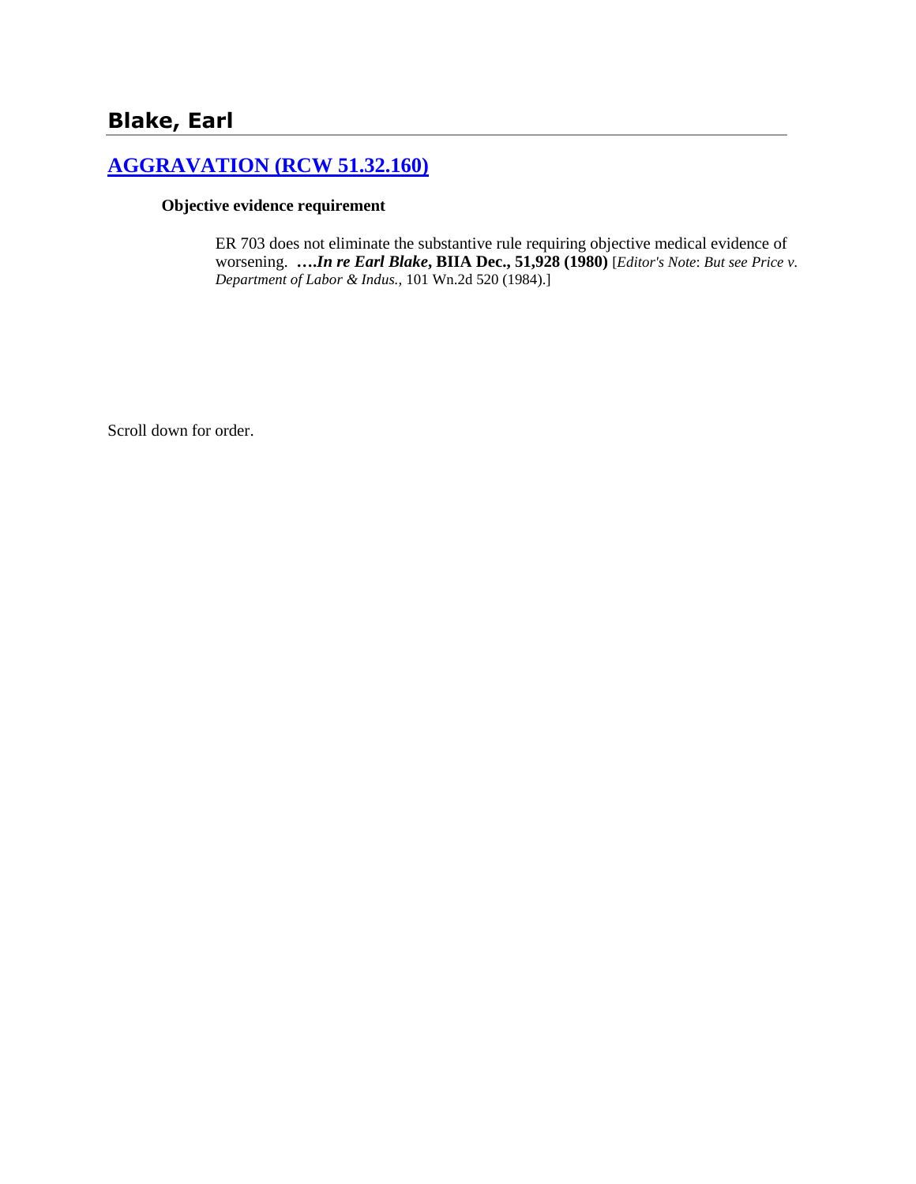# Blake, Earl

## [AGGRAVATION (RCW 51.32.160)]

### Objective evidence requirement

ER 703 does not eliminate the substantive rule requiring objective medical evidence of worsening. ***….In re Earl Blake*, BIIA Dec., 51,928 (1980)** [*Editor's Note*: *But see Price v. Department of Labor & Indus.,* 101 Wn.2d 520 (1984).]

Scroll down for order.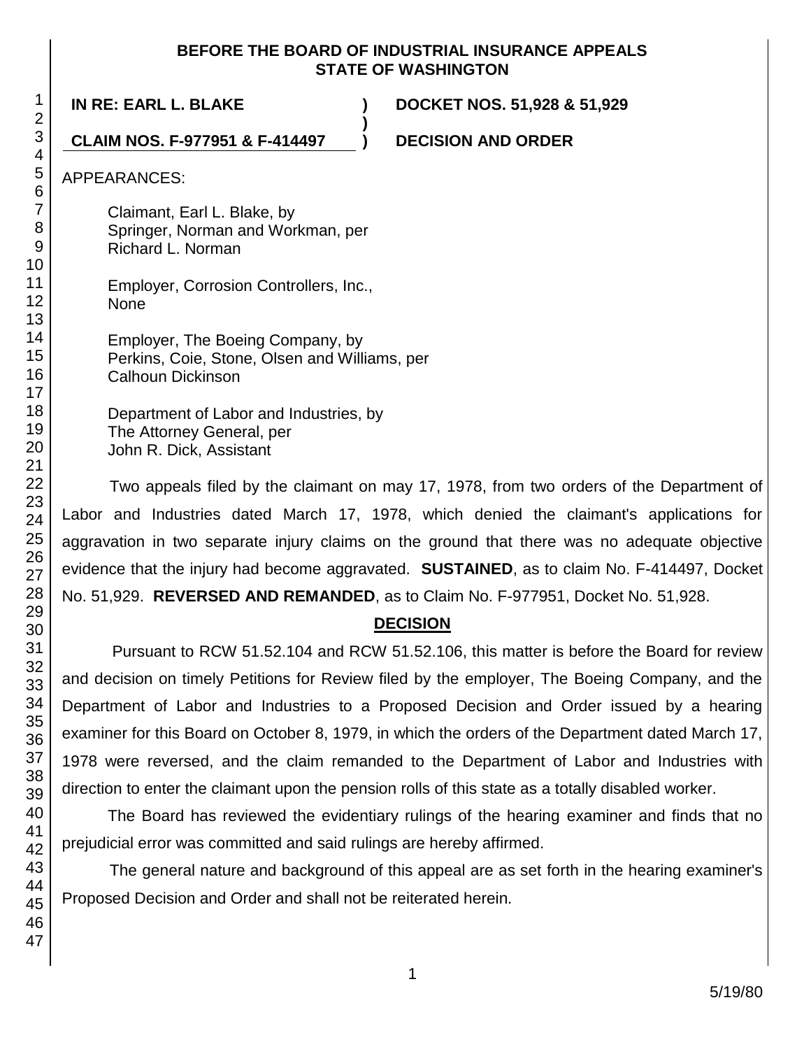**BEFORE THE BOARD OF INDUSTRIAL INSURANCE APPEALS**
**STATE OF WASHINGTON**

**IN RE: EARL L. BLAKE** ) **DOCKET NOS. 51,928 & 51,929**
)
**CLAIM NOS. F-977951 & F-414497** ) **DECISION AND ORDER**

APPEARANCES:

Claimant, Earl L. Blake, by
Springer, Norman and Workman, per
Richard L. Norman

Employer, Corrosion Controllers, Inc.,
None

Employer, The Boeing Company, by
Perkins, Coie, Stone, Olsen and Williams, per
Calhoun Dickinson

Department of Labor and Industries, by
The Attorney General, per
John R. Dick, Assistant

Two appeals filed by the claimant on may 17, 1978, from two orders of the Department of Labor and Industries dated March 17, 1978, which denied the claimant's applications for aggravation in two separate injury claims on the ground that there was no adequate objective evidence that the injury had become aggravated. **SUSTAINED**, as to claim No. F-414497, Docket No. 51,929. **REVERSED AND REMANDED**, as to Claim No. F-977951, Docket No. 51,928.

## DECISION

Pursuant to RCW 51.52.104 and RCW 51.52.106, this matter is before the Board for review and decision on timely Petitions for Review filed by the employer, The Boeing Company, and the Department of Labor and Industries to a Proposed Decision and Order issued by a hearing examiner for this Board on October 8, 1979, in which the orders of the Department dated March 17, 1978 were reversed, and the claim remanded to the Department of Labor and Industries with direction to enter the claimant upon the pension rolls of this state as a totally disabled worker.

The Board has reviewed the evidentiary rulings of the hearing examiner and finds that no prejudicial error was committed and said rulings are hereby affirmed.

The general nature and background of this appeal are as set forth in the hearing examiner's Proposed Decision and Order and shall not be reiterated herein.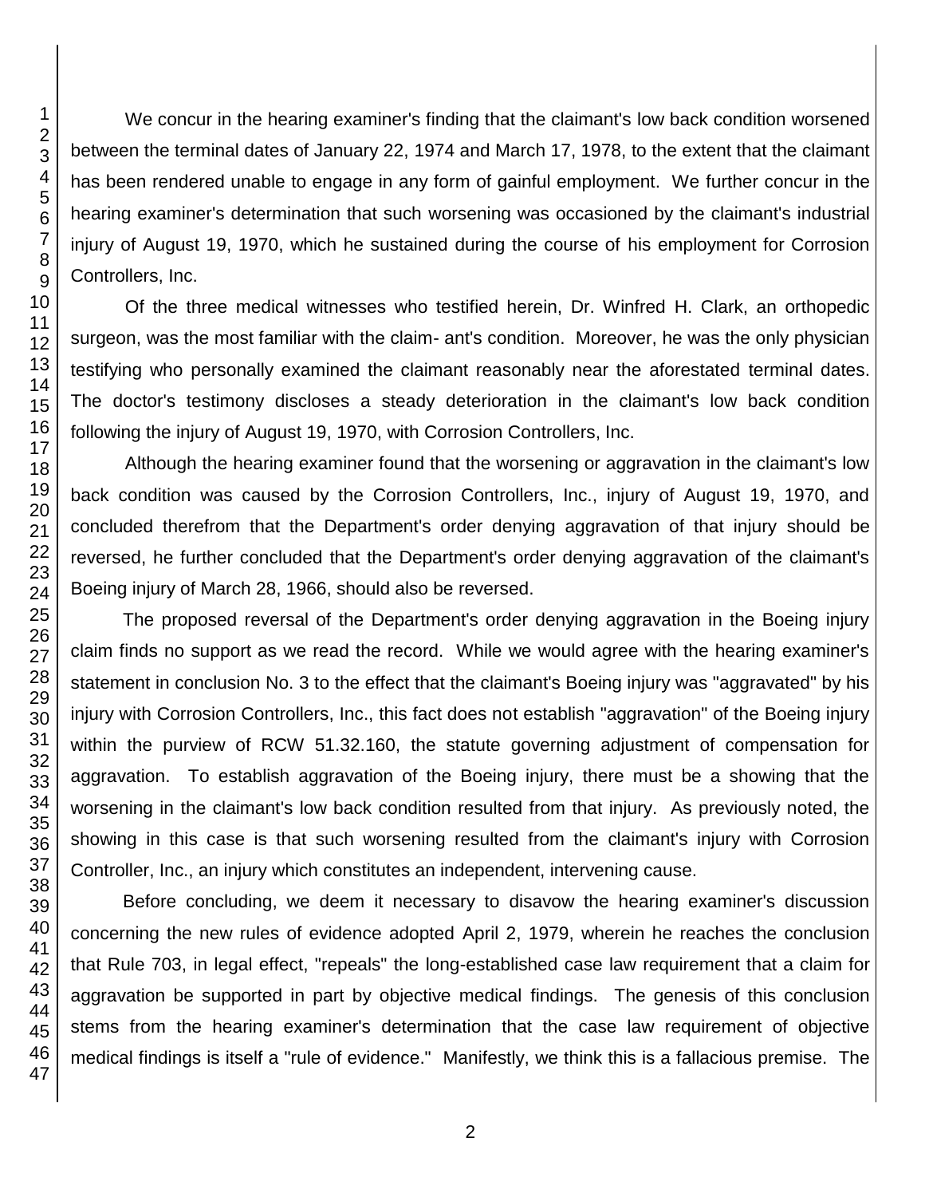We concur in the hearing examiner's finding that the claimant's low back condition worsened between the terminal dates of January 22, 1974 and March 17, 1978, to the extent that the claimant has been rendered unable to engage in any form of gainful employment. We further concur in the hearing examiner's determination that such worsening was occasioned by the claimant's industrial injury of August 19, 1970, which he sustained during the course of his employment for Corrosion Controllers, Inc.

Of the three medical witnesses who testified herein, Dr. Winfred H. Clark, an orthopedic surgeon, was the most familiar with the claim- ant's condition. Moreover, he was the only physician testifying who personally examined the claimant reasonably near the aforestated terminal dates. The doctor's testimony discloses a steady deterioration in the claimant's low back condition following the injury of August 19, 1970, with Corrosion Controllers, Inc.

Although the hearing examiner found that the worsening or aggravation in the claimant's low back condition was caused by the Corrosion Controllers, Inc., injury of August 19, 1970, and concluded therefrom that the Department's order denying aggravation of that injury should be reversed, he further concluded that the Department's order denying aggravation of the claimant's Boeing injury of March 28, 1966, should also be reversed.

The proposed reversal of the Department's order denying aggravation in the Boeing injury claim finds no support as we read the record. While we would agree with the hearing examiner's statement in conclusion No. 3 to the effect that the claimant's Boeing injury was "aggravated" by his injury with Corrosion Controllers, Inc., this fact does not establish "aggravation" of the Boeing injury within the purview of RCW 51.32.160, the statute governing adjustment of compensation for aggravation. To establish aggravation of the Boeing injury, there must be a showing that the worsening in the claimant's low back condition resulted from that injury. As previously noted, the showing in this case is that such worsening resulted from the claimant's injury with Corrosion Controller, Inc., an injury which constitutes an independent, intervening cause.

Before concluding, we deem it necessary to disavow the hearing examiner's discussion concerning the new rules of evidence adopted April 2, 1979, wherein he reaches the conclusion that Rule 703, in legal effect, "repeals" the long-established case law requirement that a claim for aggravation be supported in part by objective medical findings. The genesis of this conclusion stems from the hearing examiner's determination that the case law requirement of objective medical findings is itself a "rule of evidence." Manifestly, we think this is a fallacious premise. The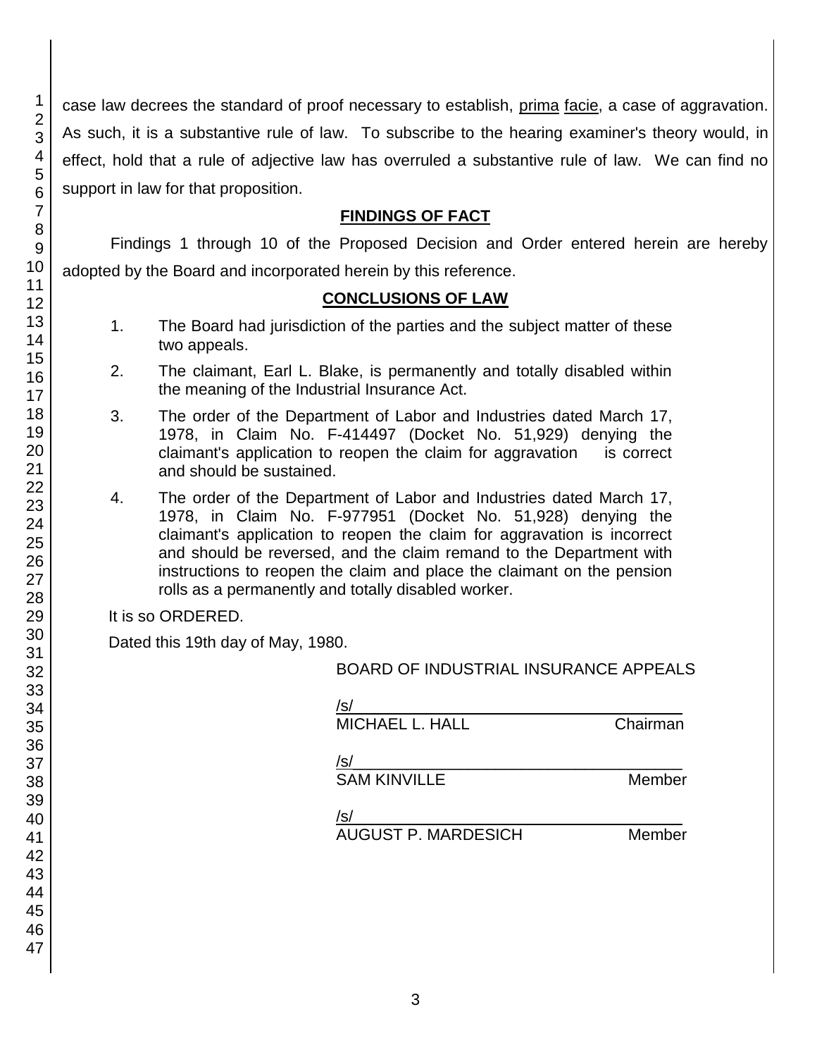case law decrees the standard of proof necessary to establish, prima facie, a case of aggravation. As such, it is a substantive rule of law. To subscribe to the hearing examiner's theory would, in effect, hold that a rule of adjective law has overruled a substantive rule of law. We can find no support in law for that proposition.

## FINDINGS OF FACT

Findings 1 through 10 of the Proposed Decision and Order entered herein are hereby adopted by the Board and incorporated herein by this reference.

## CONCLUSIONS OF LAW

1. The Board had jurisdiction of the parties and the subject matter of these two appeals.

2. The claimant, Earl L. Blake, is permanently and totally disabled within the meaning of the Industrial Insurance Act.

3. The order of the Department of Labor and Industries dated March 17, 1978, in Claim No. F-414497 (Docket No. 51,929) denying the claimant's application to reopen the claim for aggravation is correct and should be sustained.

4. The order of the Department of Labor and Industries dated March 17, 1978, in Claim No. F-977951 (Docket No. 51,928) denying the claimant's application to reopen the claim for aggravation is incorrect and should be reversed, and the claim remand to the Department with instructions to reopen the claim and place the claimant on the pension rolls as a permanently and totally disabled worker.

It is so ORDERED.

Dated this 19th day of May, 1980.

BOARD OF INDUSTRIAL INSURANCE APPEALS

/s/
MICHAEL L. HALL Chairman

/s/
SAM KINVILLE Member

/s/
AUGUST P. MARDESICH Member